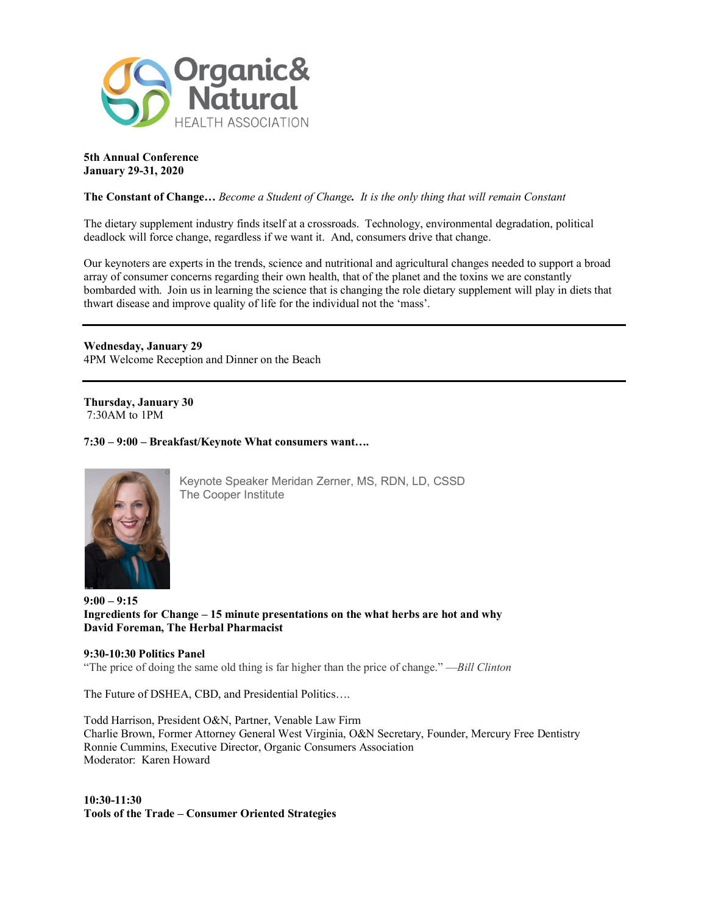Organic& Natural HEALTH ASSOCIATION

**5th Annual Conference**
**January 29-31, 2020**

**The Constant of Change…** *Become a Student of Change. It is the only thing that will remain Constant*

The dietary supplement industry finds itself at a crossroads. Technology, environmental degradation, political deadlock will force change, regardless if we want it. And, consumers drive that change.

Our keynoters are experts in the trends, science and nutritional and agricultural changes needed to support a broad array of consumer concerns regarding their own health, that of the planet and the toxins we are constantly bombarded with. Join us in learning the science that is changing the role dietary supplement will play in diets that thwart disease and improve quality of life for the individual not the 'mass'.

---

**Wednesday, January 29**
4PM Welcome Reception and Dinner on the Beach

---

**Thursday, January 30**
7:30AM to 1PM

**7:30 – 9:00 – Breakfast/Keynote What consumers want….**

Keynote Speaker Meridan Zerner, MS, RDN, LD, CSSD
The Cooper Institute

**9:00 – 9:15**
**Ingredients for Change – 15 minute presentations on the what herbs are hot and why**
**David Foreman, The Herbal Pharmacist**

**9:30-10:30 Politics Panel**
"The price of doing the same old thing is far higher than the price of change." —*Bill Clinton*

The Future of DSHEA, CBD, and Presidential Politics….

Todd Harrison, President O&N, Partner, Venable Law Firm
Charlie Brown, Former Attorney General West Virginia, O&N Secretary, Founder, Mercury Free Dentistry
Ronnie Cummins, Executive Director, Organic Consumers Association
Moderator: Karen Howard

**10:30-11:30**
**Tools of the Trade – Consumer Oriented Strategies**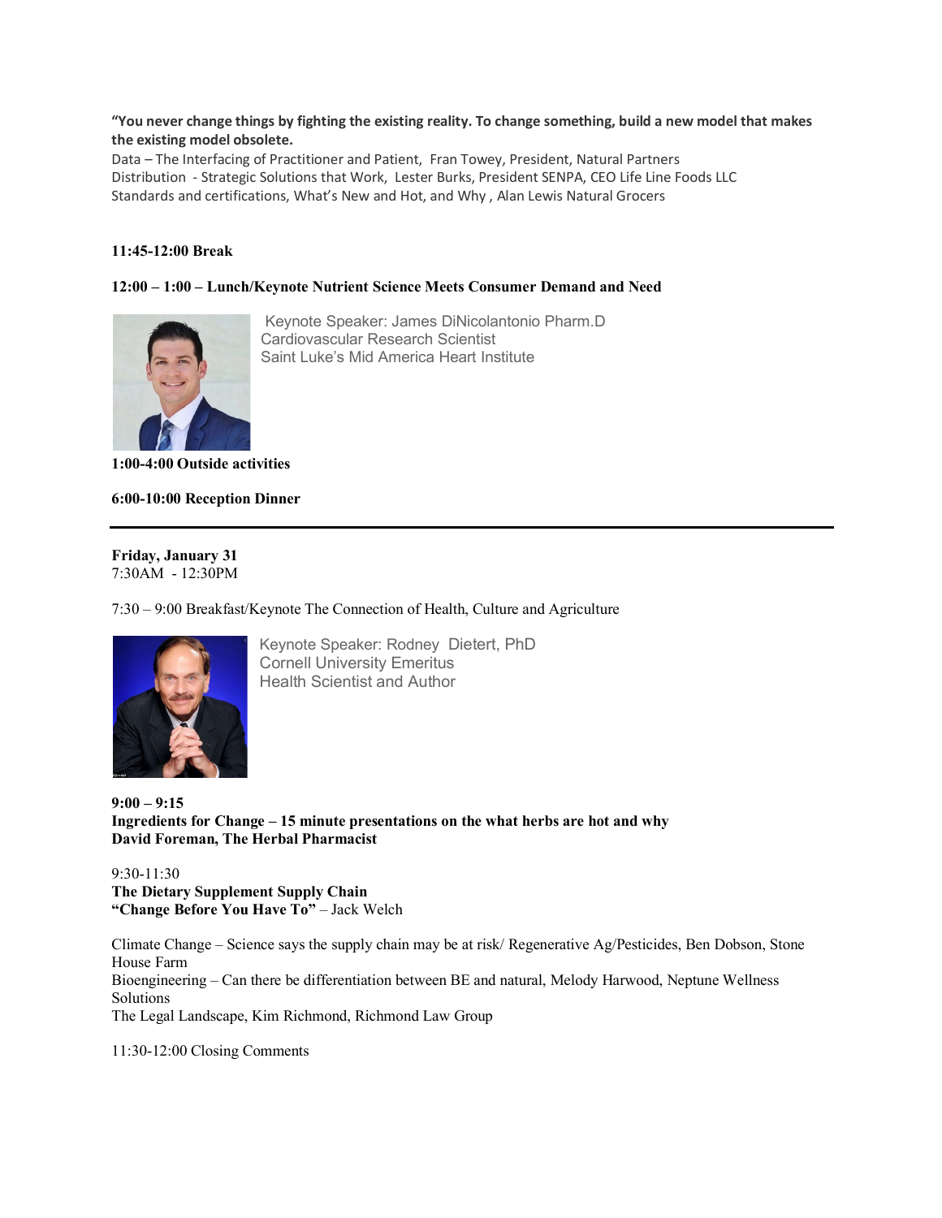**"You never change things by fighting the existing reality. To change something, build a new model that makes the existing model obsolete.**

Data – The Interfacing of Practitioner and Patient, Fran Towey, President, Natural Partners
Distribution - Strategic Solutions that Work, Lester Burks, President SENPA, CEO Life Line Foods LLC
Standards and certifications, What's New and Hot, and Why , Alan Lewis Natural Grocers

**11:45-12:00 Break**

**12:00 – 1:00 – Lunch/Keynote Nutrient Science Meets Consumer Demand and Need**

Keynote Speaker: James DiNicolantonio Pharm.D
Cardiovascular Research Scientist
Saint Luke's Mid America Heart Institute

**1:00-4:00 Outside activities**

**6:00-10:00 Reception Dinner**

---

**Friday, January 31**
7:30AM - 12:30PM

7:30 – 9:00 Breakfast/Keynote The Connection of Health, Culture and Agriculture

Keynote Speaker: Rodney Dietert, PhD
Cornell University Emeritus
Health Scientist and Author

**9:00 – 9:15**
**Ingredients for Change – 15 minute presentations on the what herbs are hot and why**
**David Foreman, The Herbal Pharmacist**

9:30-11:30
**The Dietary Supplement Supply Chain**
**"Change Before You Have To"** – Jack Welch

Climate Change – Science says the supply chain may be at risk/ Regenerative Ag/Pesticides, Ben Dobson, Stone House Farm
Bioengineering – Can there be differentiation between BE and natural, Melody Harwood, Neptune Wellness Solutions
The Legal Landscape, Kim Richmond, Richmond Law Group

11:30-12:00 Closing Comments